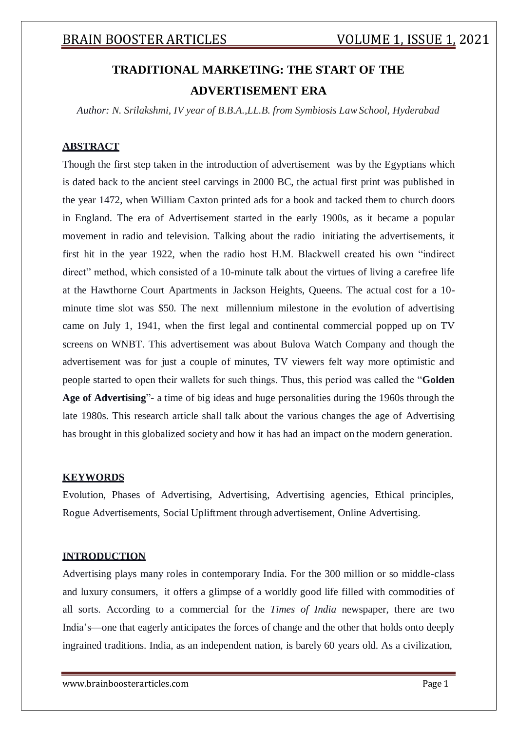# TRADITIONAL MARKETING: THE START OF THE ADVERTISEMENT ERA

*Author: N. Srilakshmi, IV year of B.B.A.,LL.B. from Symbiosis Law School, Hyderabad*

## ABSTRACT

Though the first step taken in the introduction of advertisement was by the Egyptians which is dated back to the ancient steel carvings in 2000 BC, the actual first print was published in the year 1472, when William Caxton printed ads for a book and tacked them to church doors in England. The era of Advertisement started in the early 1900s, as it became a popular movement in radio and television. Talking about the radio initiating the advertisements, it first hit in the year 1922, when the radio host H.M. Blackwell created his own "indirect direct" method, which consisted of a 10-minute talk about the virtues of living a carefree life at the Hawthorne Court Apartments in Jackson Heights, Queens. The actual cost for a 10-minute time slot was $50. The next millennium milestone in the evolution of advertising came on July 1, 1941, when the first legal and continental commercial popped up on TV screens on WNBT. This advertisement was about Bulova Watch Company and though the advertisement was for just a couple of minutes, TV viewers felt way more optimistic and people started to open their wallets for such things. Thus, this period was called the "**Golden Age of Advertising**"- a time of big ideas and huge personalities during the 1960s through the late 1980s. This research article shall talk about the various changes the age of Advertising has brought in this globalized society and how it has had an impact on the modern generation.

## KEYWORDS

Evolution, Phases of Advertising, Advertising, Advertising agencies, Ethical principles, Rogue Advertisements, Social Upliftment through advertisement, Online Advertising.

## INTRODUCTION

Advertising plays many roles in contemporary India. For the 300 million or so middle-class and luxury consumers, it offers a glimpse of a worldly good life filled with commodities of all sorts. According to a commercial for the *Times of India* newspaper, there are two India's—one that eagerly anticipates the forces of change and the other that holds onto deeply ingrained traditions. India, as an independent nation, is barely 60 years old. As a civilization,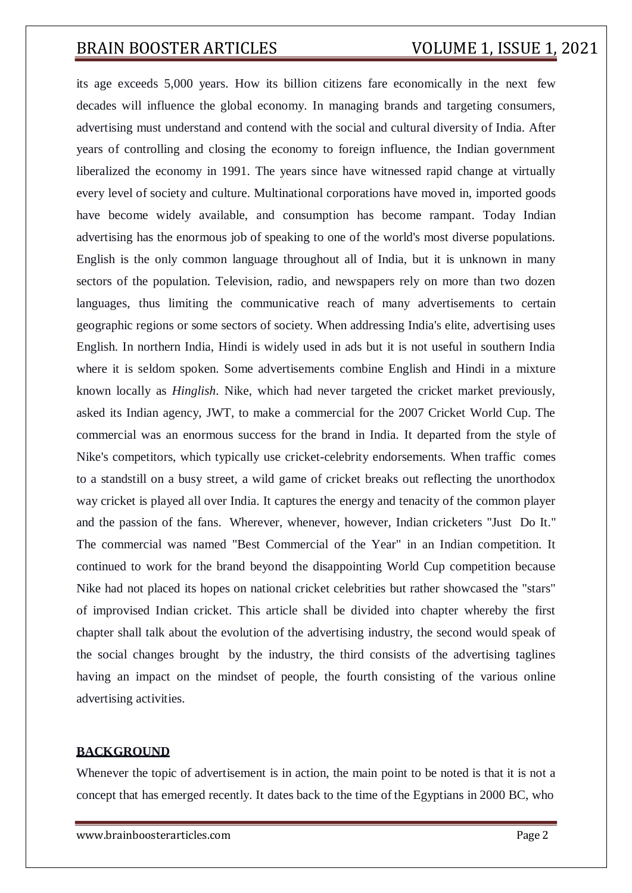its age exceeds 5,000 years. How its billion citizens fare economically in the next few decades will influence the global economy. In managing brands and targeting consumers, advertising must understand and contend with the social and cultural diversity of India. After years of controlling and closing the economy to foreign influence, the Indian government liberalized the economy in 1991. The years since have witnessed rapid change at virtually every level of society and culture. Multinational corporations have moved in, imported goods have become widely available, and consumption has become rampant. Today Indian advertising has the enormous job of speaking to one of the world's most diverse populations. English is the only common language throughout all of India, but it is unknown in many sectors of the population. Television, radio, and newspapers rely on more than two dozen languages, thus limiting the communicative reach of many advertisements to certain geographic regions or some sectors of society. When addressing India's elite, advertising uses English. In northern India, Hindi is widely used in ads but it is not useful in southern India where it is seldom spoken. Some advertisements combine English and Hindi in a mixture known locally as *Hinglish*. Nike, which had never targeted the cricket market previously, asked its Indian agency, JWT, to make a commercial for the 2007 Cricket World Cup. The commercial was an enormous success for the brand in India. It departed from the style of Nike's competitors, which typically use cricket-celebrity endorsements. When traffic comes to a standstill on a busy street, a wild game of cricket breaks out reflecting the unorthodox way cricket is played all over India. It captures the energy and tenacity of the common player and the passion of the fans. Wherever, whenever, however, Indian cricketers "Just Do It." The commercial was named "Best Commercial of the Year" in an Indian competition. It continued to work for the brand beyond the disappointing World Cup competition because Nike had not placed its hopes on national cricket celebrities but rather showcased the "stars" of improvised Indian cricket. This article shall be divided into chapter whereby the first chapter shall talk about the evolution of the advertising industry, the second would speak of the social changes brought by the industry, the third consists of the advertising taglines having an impact on the mindset of people, the fourth consisting of the various online advertising activities.

## BACKGROUND

Whenever the topic of advertisement is in action, the main point to be noted is that it is not a concept that has emerged recently. It dates back to the time of the Egyptians in 2000 BC, who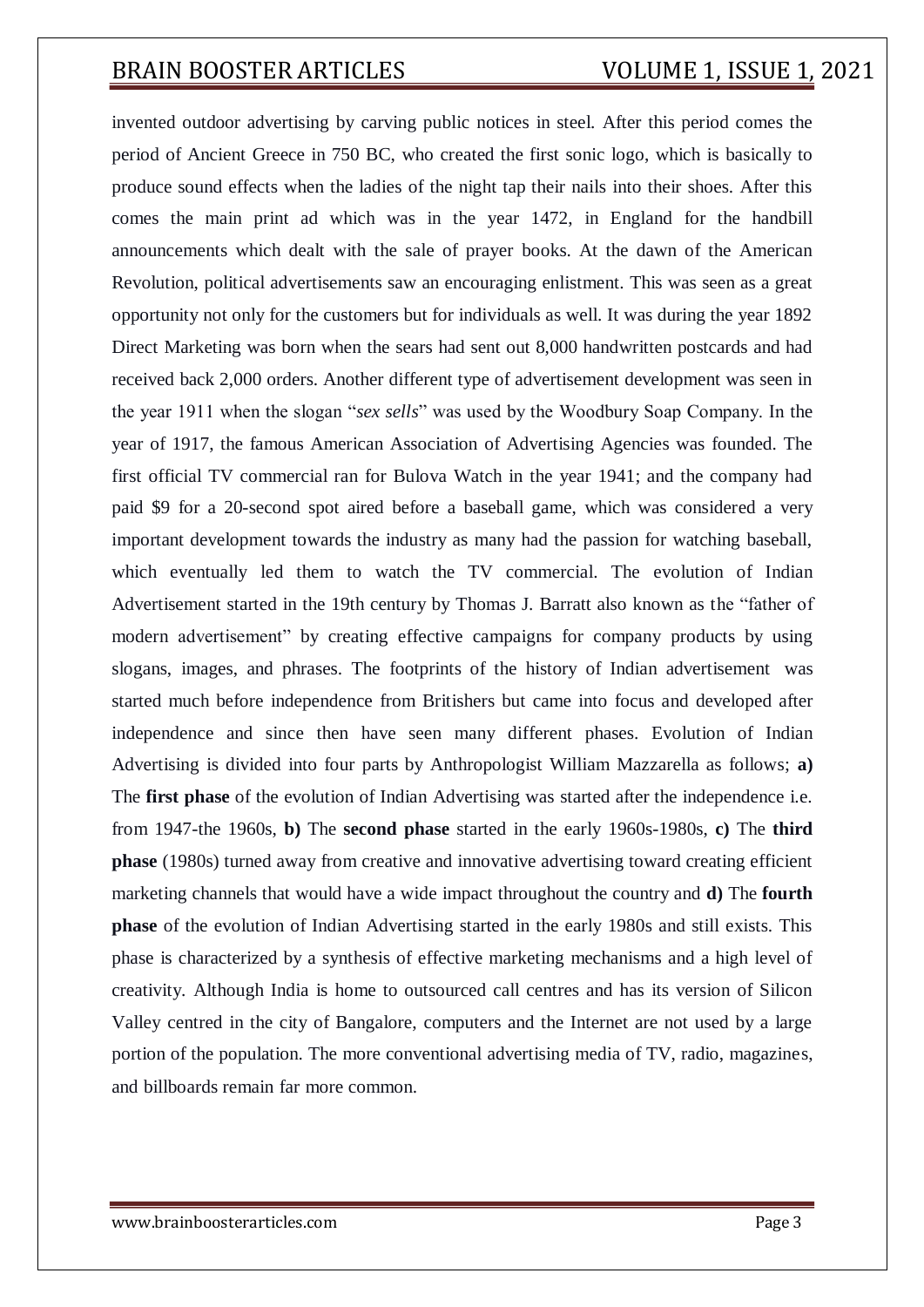invented outdoor advertising by carving public notices in steel. After this period comes the period of Ancient Greece in 750 BC, who created the first sonic logo, which is basically to produce sound effects when the ladies of the night tap their nails into their shoes. After this comes the main print ad which was in the year 1472, in England for the handbill announcements which dealt with the sale of prayer books. At the dawn of the American Revolution, political advertisements saw an encouraging enlistment. This was seen as a great opportunity not only for the customers but for individuals as well. It was during the year 1892 Direct Marketing was born when the sears had sent out 8,000 handwritten postcards and had received back 2,000 orders. Another different type of advertisement development was seen in the year 1911 when the slogan "*sex sells*" was used by the Woodbury Soap Company. In the year of 1917, the famous American Association of Advertising Agencies was founded. The first official TV commercial ran for Bulova Watch in the year 1941; and the company had paid $9 for a 20-second spot aired before a baseball game, which was considered a very important development towards the industry as many had the passion for watching baseball, which eventually led them to watch the TV commercial. The evolution of Indian Advertisement started in the 19th century by Thomas J. Barratt also known as the "father of modern advertisement" by creating effective campaigns for company products by using slogans, images, and phrases. The footprints of the history of Indian advertisement was started much before independence from Britishers but came into focus and developed after independence and since then have seen many different phases. Evolution of Indian Advertising is divided into four parts by Anthropologist William Mazzarella as follows; **a)** The **first phase** of the evolution of Indian Advertising was started after the independence i.e. from 1947-the 1960s, **b)** The **second phase** started in the early 1960s-1980s, **c)** The **third phase** (1980s) turned away from creative and innovative advertising toward creating efficient marketing channels that would have a wide impact throughout the country and **d)** The **fourth phase** of the evolution of Indian Advertising started in the early 1980s and still exists. This phase is characterized by a synthesis of effective marketing mechanisms and a high level of creativity. Although India is home to outsourced call centres and has its version of Silicon Valley centred in the city of Bangalore, computers and the Internet are not used by a large portion of the population. The more conventional advertising media of TV, radio, magazines, and billboards remain far more common.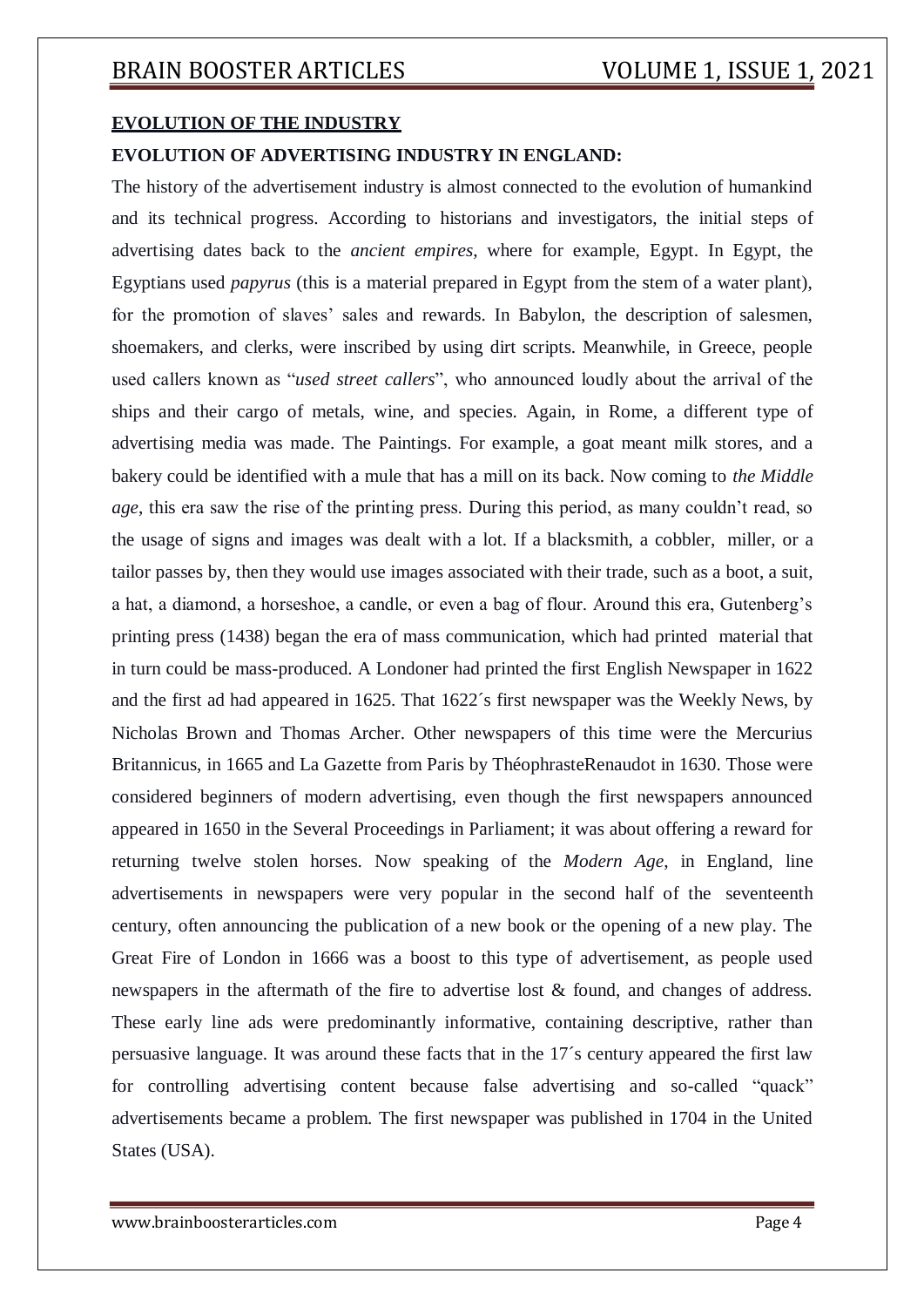## EVOLUTION OF THE INDUSTRY

### EVOLUTION OF ADVERTISING INDUSTRY IN ENGLAND:

The history of the advertisement industry is almost connected to the evolution of humankind and its technical progress. According to historians and investigators, the initial steps of advertising dates back to the *ancient empires*, where for example, Egypt. In Egypt, the Egyptians used *papyrus* (this is a material prepared in Egypt from the stem of a water plant), for the promotion of slaves' sales and rewards. In Babylon, the description of salesmen, shoemakers, and clerks, were inscribed by using dirt scripts. Meanwhile, in Greece, people used callers known as "*used street callers*", who announced loudly about the arrival of the ships and their cargo of metals, wine, and species. Again, in Rome, a different type of advertising media was made. The Paintings. For example, a goat meant milk stores, and a bakery could be identified with a mule that has a mill on its back. Now coming to *the Middle age*, this era saw the rise of the printing press. During this period, as many couldn't read, so the usage of signs and images was dealt with a lot. If a blacksmith, a cobbler, miller, or a tailor passes by, then they would use images associated with their trade, such as a boot, a suit, a hat, a diamond, a horseshoe, a candle, or even a bag of flour. Around this era, Gutenberg's printing press (1438) began the era of mass communication, which had printed material that in turn could be mass-produced. A Londoner had printed the first English Newspaper in 1622 and the first ad had appeared in 1625. That 1622´s first newspaper was the Weekly News, by Nicholas Brown and Thomas Archer. Other newspapers of this time were the Mercurius Britannicus, in 1665 and La Gazette from Paris by ThéophrasteRenaudot in 1630. Those were considered beginners of modern advertising, even though the first newspapers announced appeared in 1650 in the Several Proceedings in Parliament; it was about offering a reward for returning twelve stolen horses. Now speaking of the *Modern Age*, in England, line advertisements in newspapers were very popular in the second half of the seventeenth century, often announcing the publication of a new book or the opening of a new play. The Great Fire of London in 1666 was a boost to this type of advertisement, as people used newspapers in the aftermath of the fire to advertise lost & found, and changes of address. These early line ads were predominantly informative, containing descriptive, rather than persuasive language. It was around these facts that in the 17´s century appeared the first law for controlling advertising content because false advertising and so-called "quack" advertisements became a problem. The first newspaper was published in 1704 in the United States (USA).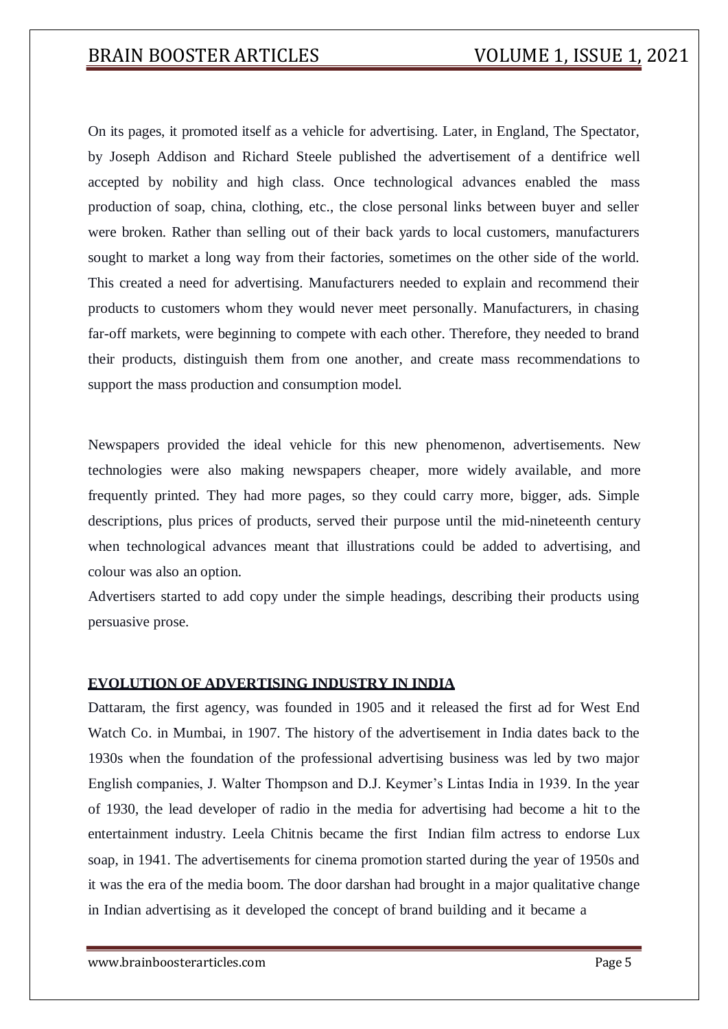On its pages, it promoted itself as a vehicle for advertising. Later, in England, The Spectator, by Joseph Addison and Richard Steele published the advertisement of a dentifrice well accepted by nobility and high class. Once technological advances enabled the mass production of soap, china, clothing, etc., the close personal links between buyer and seller were broken. Rather than selling out of their back yards to local customers, manufacturers sought to market a long way from their factories, sometimes on the other side of the world. This created a need for advertising. Manufacturers needed to explain and recommend their products to customers whom they would never meet personally. Manufacturers, in chasing far-off markets, were beginning to compete with each other. Therefore, they needed to brand their products, distinguish them from one another, and create mass recommendations to support the mass production and consumption model.

Newspapers provided the ideal vehicle for this new phenomenon, advertisements. New technologies were also making newspapers cheaper, more widely available, and more frequently printed. They had more pages, so they could carry more, bigger, ads. Simple descriptions, plus prices of products, served their purpose until the mid-nineteenth century when technological advances meant that illustrations could be added to advertising, and colour was also an option.

Advertisers started to add copy under the simple headings, describing their products using persuasive prose.

## EVOLUTION OF ADVERTISING INDUSTRY IN INDIA

Dattaram, the first agency, was founded in 1905 and it released the first ad for West End Watch Co. in Mumbai, in 1907. The history of the advertisement in India dates back to the 1930s when the foundation of the professional advertising business was led by two major English companies, J. Walter Thompson and D.J. Keymer's Lintas India in 1939. In the year of 1930, the lead developer of radio in the media for advertising had become a hit to the entertainment industry. Leela Chitnis became the first Indian film actress to endorse Lux soap, in 1941. The advertisements for cinema promotion started during the year of 1950s and it was the era of the media boom. The door darshan had brought in a major qualitative change in Indian advertising as it developed the concept of brand building and it became a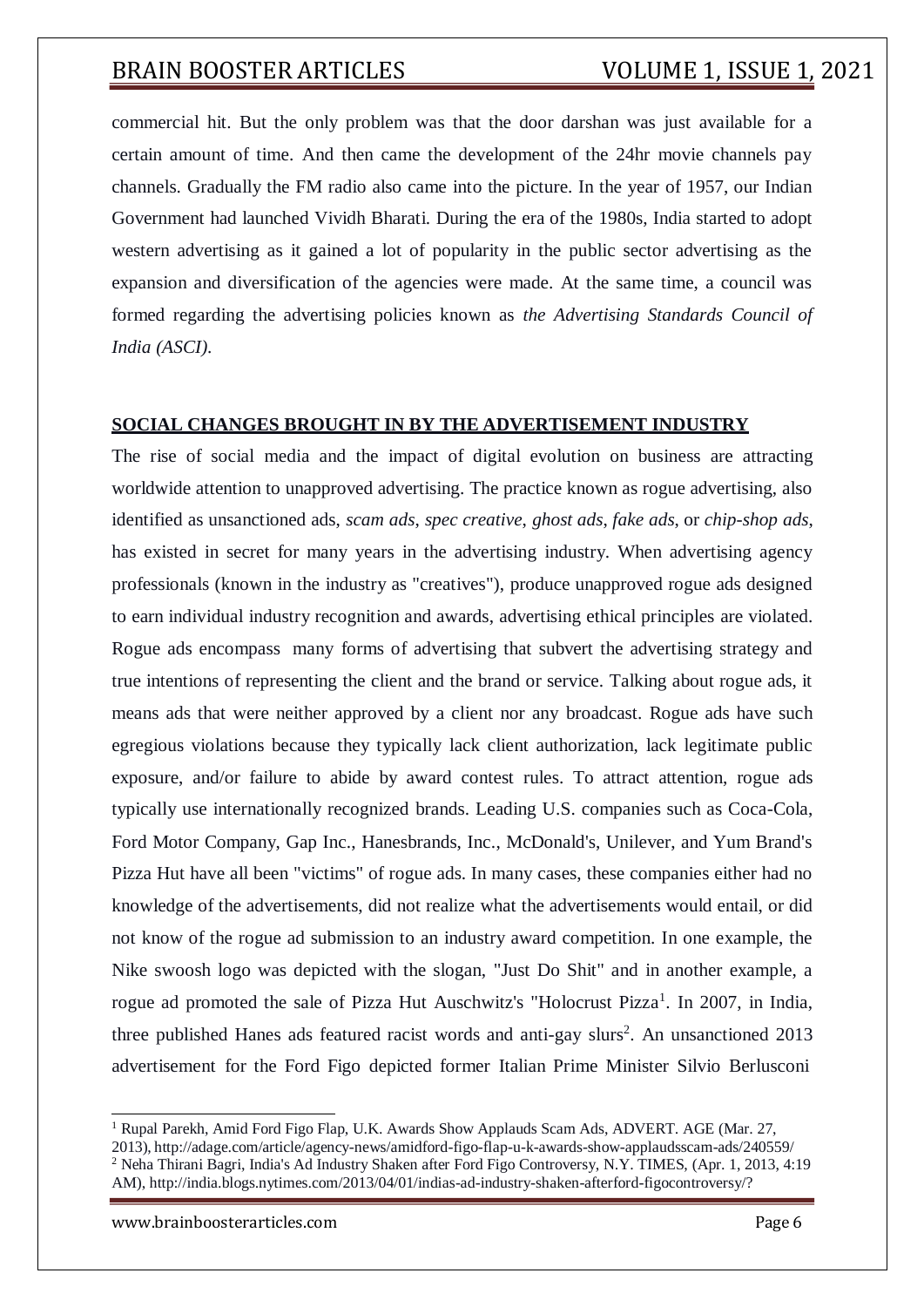commercial hit. But the only problem was that the door darshan was just available for a certain amount of time. And then came the development of the 24hr movie channels pay channels. Gradually the FM radio also came into the picture. In the year of 1957, our Indian Government had launched Vividh Bharati. During the era of the 1980s, India started to adopt western advertising as it gained a lot of popularity in the public sector advertising as the expansion and diversification of the agencies were made. At the same time, a council was formed regarding the advertising policies known as *the Advertising Standards Council of India (ASCI)*.

## SOCIAL CHANGES BROUGHT IN BY THE ADVERTISEMENT INDUSTRY

The rise of social media and the impact of digital evolution on business are attracting worldwide attention to unapproved advertising. The practice known as rogue advertising, also identified as unsanctioned ads, *scam ads*, *spec creative*, *ghost ads*, *fake ads*, or *chip-shop ads*, has existed in secret for many years in the advertising industry. When advertising agency professionals (known in the industry as "creatives"), produce unapproved rogue ads designed to earn individual industry recognition and awards, advertising ethical principles are violated. Rogue ads encompass many forms of advertising that subvert the advertising strategy and true intentions of representing the client and the brand or service. Talking about rogue ads, it means ads that were neither approved by a client nor any broadcast. Rogue ads have such egregious violations because they typically lack client authorization, lack legitimate public exposure, and/or failure to abide by award contest rules. To attract attention, rogue ads typically use internationally recognized brands. Leading U.S. companies such as Coca-Cola, Ford Motor Company, Gap Inc., Hanesbrands, Inc., McDonald's, Unilever, and Yum Brand's Pizza Hut have all been "victims" of rogue ads. In many cases, these companies either had no knowledge of the advertisements, did not realize what the advertisements would entail, or did not know of the rogue ad submission to an industry award competition. In one example, the Nike swoosh logo was depicted with the slogan, "Just Do Shit" and in another example, a rogue ad promoted the sale of Pizza Hut Auschwitz's "Holocrust Pizza[1]. In 2007, in India, three published Hanes ads featured racist words and anti-gay slurs[2]. An unsanctioned 2013 advertisement for the Ford Figo depicted former Italian Prime Minister Silvio Berlusconi

---

[1] Rupal Parekh, Amid Ford Figo Flap, U.K. Awards Show Applauds Scam Ads, ADVERT. AGE (Mar. 27, 2013), http://adage.com/article/agency-news/amidford-figo-flap-u-k-awards-show-applaudsscam-ads/240559/

[2] Neha Thirani Bagri, India's Ad Industry Shaken after Ford Figo Controversy, N.Y. TIMES, (Apr. 1, 2013, 4:19 AM), http://india.blogs.nytimes.com/2013/04/01/indias-ad-industry-shaken-afterford-figocontroversy/?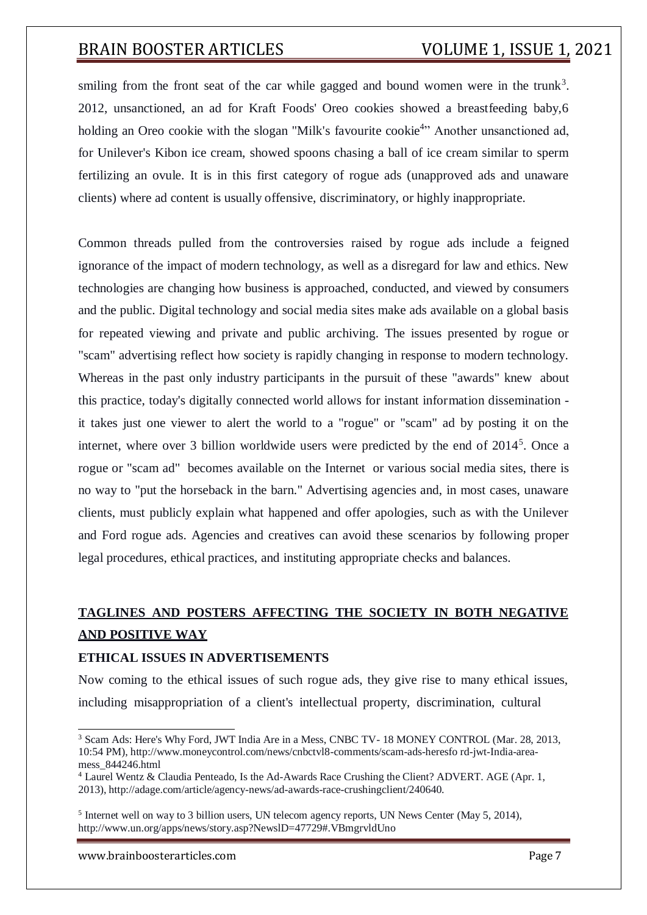smiling from the front seat of the car while gagged and bound women were in the trunk[3]. 2012, unsanctioned, an ad for Kraft Foods' Oreo cookies showed a breastfeeding baby,6 holding an Oreo cookie with the slogan "Milk's favourite cookie[4]" Another unsanctioned ad, for Unilever's Kibon ice cream, showed spoons chasing a ball of ice cream similar to sperm fertilizing an ovule. It is in this first category of rogue ads (unapproved ads and unaware clients) where ad content is usually offensive, discriminatory, or highly inappropriate.

Common threads pulled from the controversies raised by rogue ads include a feigned ignorance of the impact of modern technology, as well as a disregard for law and ethics. New technologies are changing how business is approached, conducted, and viewed by consumers and the public. Digital technology and social media sites make ads available on a global basis for repeated viewing and private and public archiving. The issues presented by rogue or "scam" advertising reflect how society is rapidly changing in response to modern technology. Whereas in the past only industry participants in the pursuit of these "awards" knew about this practice, today's digitally connected world allows for instant information dissemination - it takes just one viewer to alert the world to a "rogue" or "scam" ad by posting it on the internet, where over 3 billion worldwide users were predicted by the end of 2014[5]. Once a rogue or "scam ad" becomes available on the Internet or various social media sites, there is no way to "put the horseback in the barn." Advertising agencies and, in most cases, unaware clients, must publicly explain what happened and offer apologies, such as with the Unilever and Ford rogue ads. Agencies and creatives can avoid these scenarios by following proper legal procedures, ethical practices, and instituting appropriate checks and balances.

## TAGLINES AND POSTERS AFFECTING THE SOCIETY IN BOTH NEGATIVE AND POSITIVE WAY

### ETHICAL ISSUES IN ADVERTISEMENTS

Now coming to the ethical issues of such rogue ads, they give rise to many ethical issues, including misappropriation of a client's intellectual property, discrimination, cultural

---

[3] Scam Ads: Here's Why Ford, JWT India Are in a Mess, CNBC TV- 18 MONEY CONTROL (Mar. 28, 2013, 10:54 PM), http://www.moneycontrol.com/news/cnbctvl8-comments/scam-ads-heresfo rd-jwt-India-area-mess_844246.html

[4] Laurel Wentz & Claudia Penteado, Is the Ad-Awards Race Crushing the Client? ADVERT. AGE (Apr. 1, 2013), http://adage.com/article/agency-news/ad-awards-race-crushingclient/240640.

[5] Internet well on way to 3 billion users, UN telecom agency reports, UN News Center (May 5, 2014), http://www.un.org/apps/news/story.asp?NewslD=47729#.VBmgrvldUno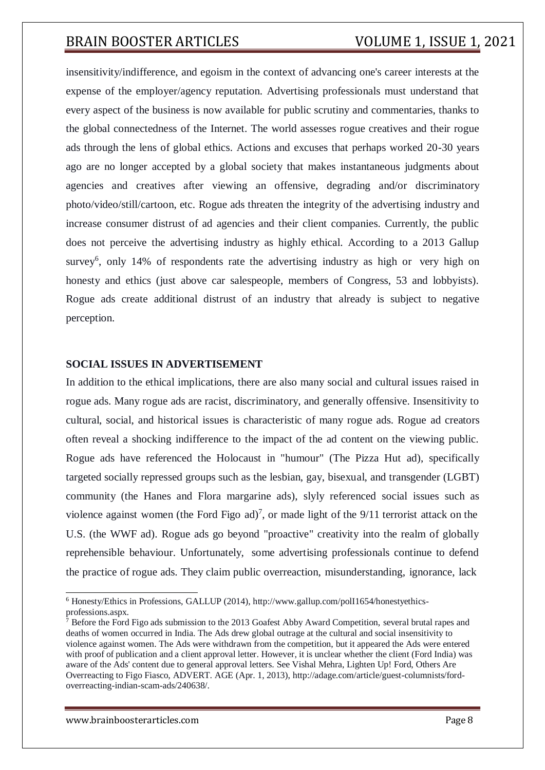insensitivity/indifference, and egoism in the context of advancing one's career interests at the expense of the employer/agency reputation. Advertising professionals must understand that every aspect of the business is now available for public scrutiny and commentaries, thanks to the global connectedness of the Internet. The world assesses rogue creatives and their rogue ads through the lens of global ethics. Actions and excuses that perhaps worked 20-30 years ago are no longer accepted by a global society that makes instantaneous judgments about agencies and creatives after viewing an offensive, degrading and/or discriminatory photo/video/still/cartoon, etc. Rogue ads threaten the integrity of the advertising industry and increase consumer distrust of ad agencies and their client companies. Currently, the public does not perceive the advertising industry as highly ethical. According to a 2013 Gallup survey[6], only 14% of respondents rate the advertising industry as high or very high on honesty and ethics (just above car salespeople, members of Congress, 53 and lobbyists). Rogue ads create additional distrust of an industry that already is subject to negative perception.

**SOCIAL ISSUES IN ADVERTISEMENT**

In addition to the ethical implications, there are also many social and cultural issues raised in rogue ads. Many rogue ads are racist, discriminatory, and generally offensive. Insensitivity to cultural, social, and historical issues is characteristic of many rogue ads. Rogue ad creators often reveal a shocking indifference to the impact of the ad content on the viewing public. Rogue ads have referenced the Holocaust in "humour" (The Pizza Hut ad), specifically targeted socially repressed groups such as the lesbian, gay, bisexual, and transgender (LGBT) community (the Hanes and Flora margarine ads), slyly referenced social issues such as violence against women (the Ford Figo ad)[7], or made light of the 9/11 terrorist attack on the U.S. (the WWF ad). Rogue ads go beyond "proactive" creativity into the realm of globally reprehensible behaviour. Unfortunately, some advertising professionals continue to defend the practice of rogue ads. They claim public overreaction, misunderstanding, ignorance, lack

---

[6] Honesty/Ethics in Professions, GALLUP (2014), http://www.gallup.com/polI1654/honestyethics-professions.aspx.

[7] Before the Ford Figo ads submission to the 2013 Goafest Abby Award Competition, several brutal rapes and deaths of women occurred in India. The Ads drew global outrage at the cultural and social insensitivity to violence against women. The Ads were withdrawn from the competition, but it appeared the Ads were entered with proof of publication and a client approval letter. However, it is unclear whether the client (Ford India) was aware of the Ads' content due to general approval letters. See Vishal Mehra, Lighten Up! Ford, Others Are Overreacting to Figo Fiasco, ADVERT. AGE (Apr. 1, 2013), http://adage.com/article/guest-columnists/ford-overreacting-indian-scam-ads/240638/.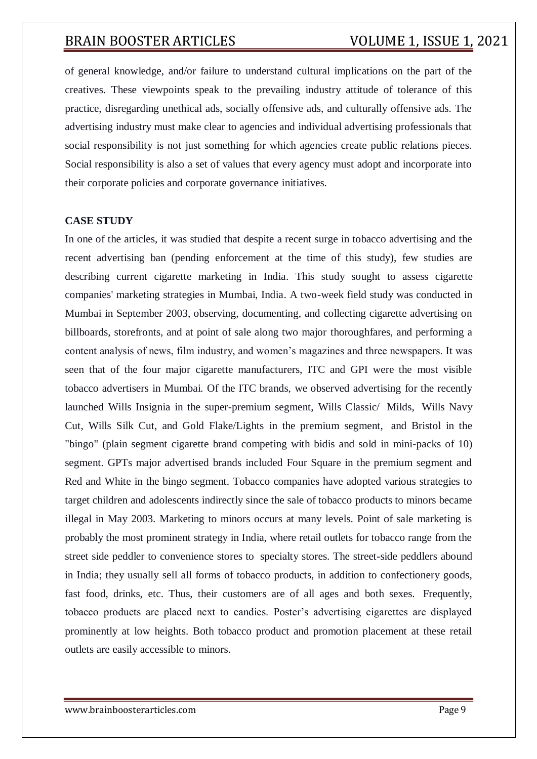of general knowledge, and/or failure to understand cultural implications on the part of the creatives. These viewpoints speak to the prevailing industry attitude of tolerance of this practice, disregarding unethical ads, socially offensive ads, and culturally offensive ads. The advertising industry must make clear to agencies and individual advertising professionals that social responsibility is not just something for which agencies create public relations pieces. Social responsibility is also a set of values that every agency must adopt and incorporate into their corporate policies and corporate governance initiatives.

**CASE STUDY**

In one of the articles, it was studied that despite a recent surge in tobacco advertising and the recent advertising ban (pending enforcement at the time of this study), few studies are describing current cigarette marketing in India. This study sought to assess cigarette companies' marketing strategies in Mumbai, India. A two-week field study was conducted in Mumbai in September 2003, observing, documenting, and collecting cigarette advertising on billboards, storefronts, and at point of sale along two major thoroughfares, and performing a content analysis of news, film industry, and women's magazines and three newspapers. It was seen that of the four major cigarette manufacturers, ITC and GPI were the most visible tobacco advertisers in Mumbai. Of the ITC brands, we observed advertising for the recently launched Wills Insignia in the super-premium segment, Wills Classic/ Milds, Wills Navy Cut, Wills Silk Cut, and Gold Flake/Lights in the premium segment, and Bristol in the "bingo" (plain segment cigarette brand competing with bidis and sold in mini-packs of 10) segment. GPTs major advertised brands included Four Square in the premium segment and Red and White in the bingo segment. Tobacco companies have adopted various strategies to target children and adolescents indirectly since the sale of tobacco products to minors became illegal in May 2003. Marketing to minors occurs at many levels. Point of sale marketing is probably the most prominent strategy in India, where retail outlets for tobacco range from the street side peddler to convenience stores to specialty stores. The street-side peddlers abound in India; they usually sell all forms of tobacco products, in addition to confectionery goods, fast food, drinks, etc. Thus, their customers are of all ages and both sexes. Frequently, tobacco products are placed next to candies. Poster's advertising cigarettes are displayed prominently at low heights. Both tobacco product and promotion placement at these retail outlets are easily accessible to minors.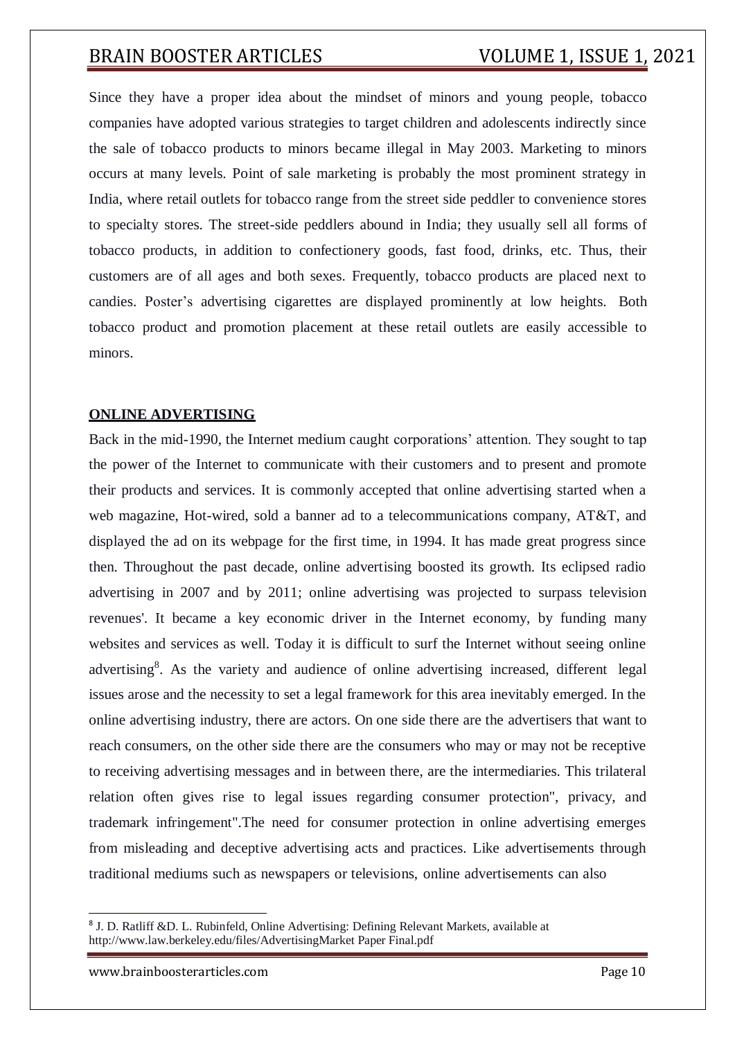Since they have a proper idea about the mindset of minors and young people, tobacco companies have adopted various strategies to target children and adolescents indirectly since the sale of tobacco products to minors became illegal in May 2003. Marketing to minors occurs at many levels. Point of sale marketing is probably the most prominent strategy in India, where retail outlets for tobacco range from the street side peddler to convenience stores to specialty stores. The street-side peddlers abound in India; they usually sell all forms of tobacco products, in addition to confectionery goods, fast food, drinks, etc. Thus, their customers are of all ages and both sexes. Frequently, tobacco products are placed next to candies. Poster's advertising cigarettes are displayed prominently at low heights. Both tobacco product and promotion placement at these retail outlets are easily accessible to minors.

## **ONLINE ADVERTISING**

Back in the mid-1990, the Internet medium caught corporations' attention. They sought to tap the power of the Internet to communicate with their customers and to present and promote their products and services. It is commonly accepted that online advertising started when a web magazine, Hot-wired, sold a banner ad to a telecommunications company, AT&T, and displayed the ad on its webpage for the first time, in 1994. It has made great progress since then. Throughout the past decade, online advertising boosted its growth. Its eclipsed radio advertising in 2007 and by 2011; online advertising was projected to surpass television revenues'. It became a key economic driver in the Internet economy, by funding many websites and services as well. Today it is difficult to surf the Internet without seeing online advertising[8]. As the variety and audience of online advertising increased, different legal issues arose and the necessity to set a legal framework for this area inevitably emerged. In the online advertising industry, there are actors. On one side there are the advertisers that want to reach consumers, on the other side there are the consumers who may or may not be receptive to receiving advertising messages and in between there, are the intermediaries. This trilateral relation often gives rise to legal issues regarding consumer protection", privacy, and trademark infringement".The need for consumer protection in online advertising emerges from misleading and deceptive advertising acts and practices. Like advertisements through traditional mediums such as newspapers or televisions, online advertisements can also

---

[8] J. D. Ratliff &D. L. Rubinfeld, Online Advertising: Defining Relevant Markets, available at http://www.law.berkeley.edu/files/AdvertisingMarket Paper Final.pdf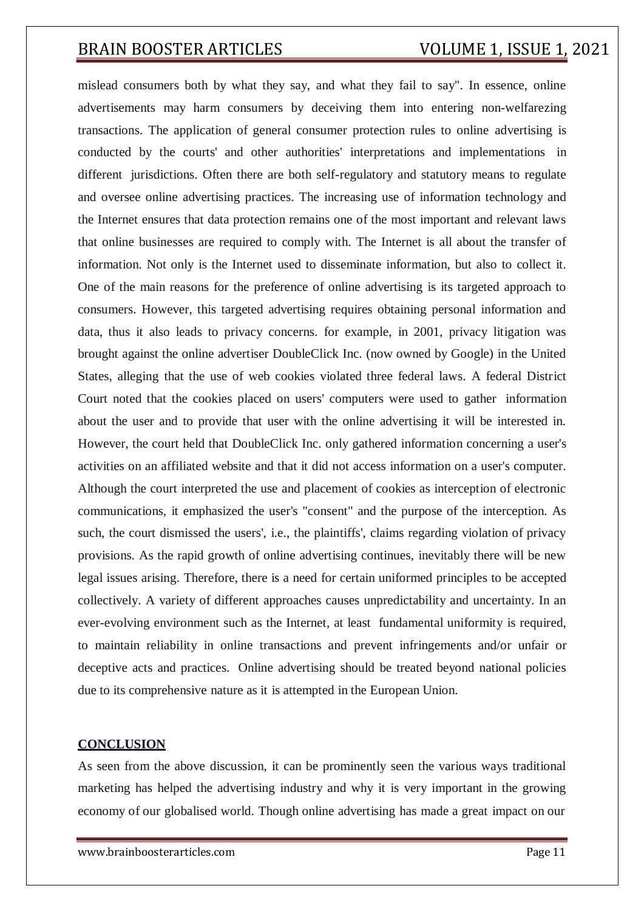mislead consumers both by what they say, and what they fail to say". In essence, online advertisements may harm consumers by deceiving them into entering non-welfarezing transactions. The application of general consumer protection rules to online advertising is conducted by the courts' and other authorities' interpretations and implementations in different jurisdictions. Often there are both self-regulatory and statutory means to regulate and oversee online advertising practices. The increasing use of information technology and the Internet ensures that data protection remains one of the most important and relevant laws that online businesses are required to comply with. The Internet is all about the transfer of information. Not only is the Internet used to disseminate information, but also to collect it. One of the main reasons for the preference of online advertising is its targeted approach to consumers. However, this targeted advertising requires obtaining personal information and data, thus it also leads to privacy concerns. for example, in 2001, privacy litigation was brought against the online advertiser DoubleClick Inc. (now owned by Google) in the United States, alleging that the use of web cookies violated three federal laws. A federal District Court noted that the cookies placed on users' computers were used to gather information about the user and to provide that user with the online advertising it will be interested in. However, the court held that DoubleClick Inc. only gathered information concerning a user's activities on an affiliated website and that it did not access information on a user's computer. Although the court interpreted the use and placement of cookies as interception of electronic communications, it emphasized the user's "consent" and the purpose of the interception. As such, the court dismissed the users', i.e., the plaintiffs', claims regarding violation of privacy provisions. As the rapid growth of online advertising continues, inevitably there will be new legal issues arising. Therefore, there is a need for certain uniformed principles to be accepted collectively. A variety of different approaches causes unpredictability and uncertainty. In an ever-evolving environment such as the Internet, at least fundamental uniformity is required, to maintain reliability in online transactions and prevent infringements and/or unfair or deceptive acts and practices. Online advertising should be treated beyond national policies due to its comprehensive nature as it is attempted in the European Union.

## CONCLUSION

As seen from the above discussion, it can be prominently seen the various ways traditional marketing has helped the advertising industry and why it is very important in the growing economy of our globalised world. Though online advertising has made a great impact on our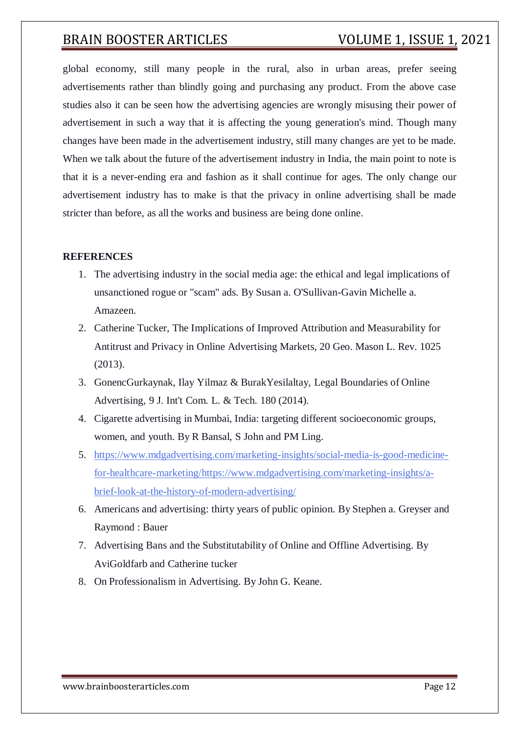global economy, still many people in the rural, also in urban areas, prefer seeing advertisements rather than blindly going and purchasing any product. From the above case studies also it can be seen how the advertising agencies are wrongly misusing their power of advertisement in such a way that it is affecting the young generation's mind. Though many changes have been made in the advertisement industry, still many changes are yet to be made. When we talk about the future of the advertisement industry in India, the main point to note is that it is a never-ending era and fashion as it shall continue for ages. The only change our advertisement industry has to make is that the privacy in online advertising shall be made stricter than before, as all the works and business are being done online.

**REFERENCES**

1. The advertising industry in the social media age: the ethical and legal implications of unsanctioned rogue or "scam" ads. By Susan a. O'Sullivan-Gavin Michelle a. Amazeen.
2. Catherine Tucker, The Implications of Improved Attribution and Measurability for Antitrust and Privacy in Online Advertising Markets, 20 Geo. Mason L. Rev. 1025 (2013).
3. GonencGurkaynak, Ilay Yilmaz & BurakYesilaltay, Legal Boundaries of Online Advertising, 9 J. Int't Com. L. & Tech. 180 (2014).
4. Cigarette advertising in Mumbai, India: targeting different socioeconomic groups, women, and youth. By R Bansal, S John and PM Ling.
5. https://www.mdgadvertising.com/marketing-insights/social-media-is-good-medicine-for-healthcare-marketing/https://www.mdgadvertising.com/marketing-insights/a-brief-look-at-the-history-of-modern-advertising/
6. Americans and advertising: thirty years of public opinion. By Stephen a. Greyser and Raymond : Bauer
7. Advertising Bans and the Substitutability of Online and Offline Advertising. By AviGoldfarb and Catherine tucker
8. On Professionalism in Advertising. By John G. Keane.